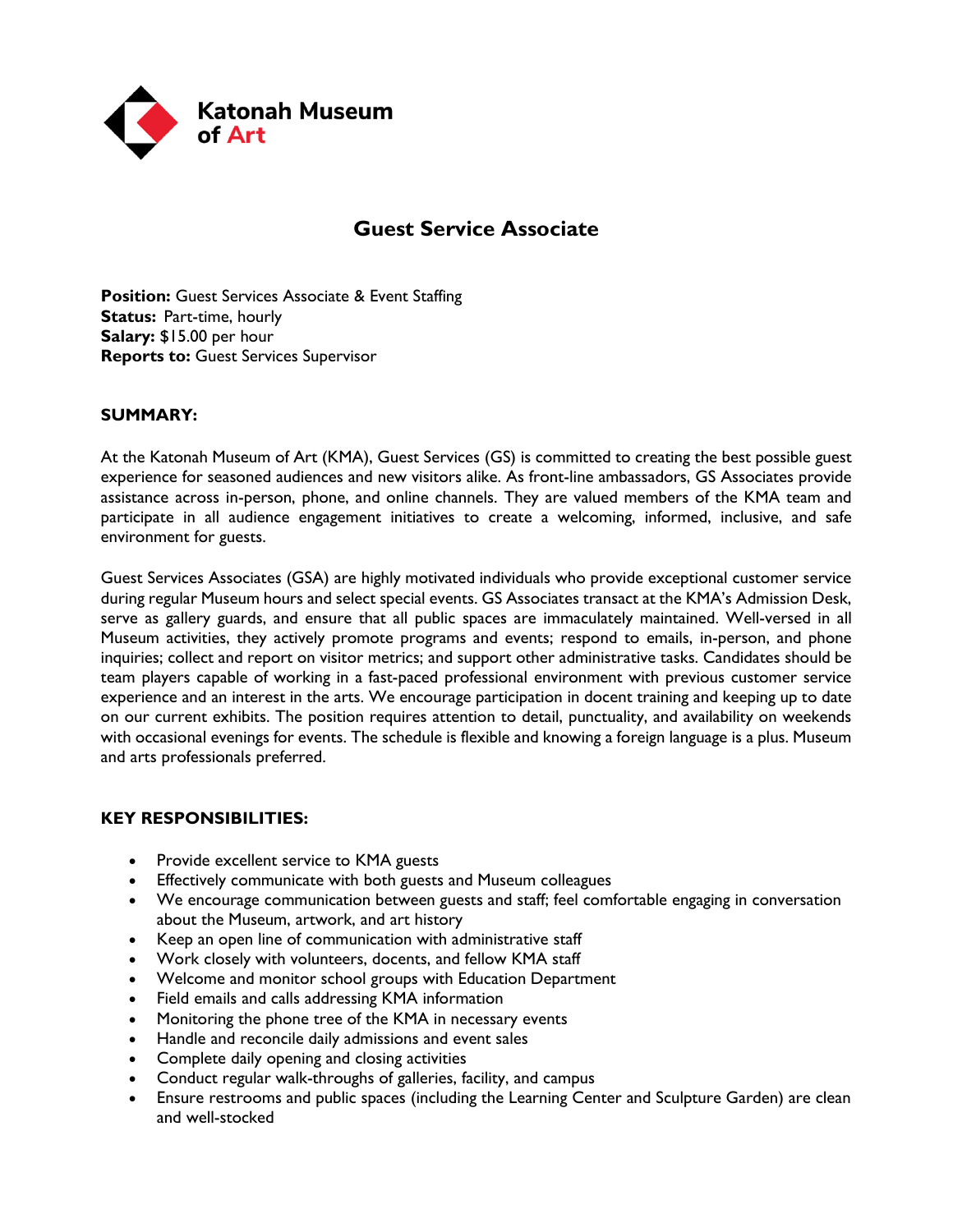Katonah Museum of Art

# Guest Service Associate

**Position:** Guest Services Associate & Event Staffing
**Status:** Part-time, hourly
**Salary:** $15.00 per hour
**Reports to:** Guest Services Supervisor

## SUMMARY:

At the Katonah Museum of Art (KMA), Guest Services (GS) is committed to creating the best possible guest experience for seasoned audiences and new visitors alike. As front-line ambassadors, GS Associates provide assistance across in-person, phone, and online channels. They are valued members of the KMA team and participate in all audience engagement initiatives to create a welcoming, informed, inclusive, and safe environment for guests.

Guest Services Associates (GSA) are highly motivated individuals who provide exceptional customer service during regular Museum hours and select special events. GS Associates transact at the KMA's Admission Desk, serve as gallery guards, and ensure that all public spaces are immaculately maintained. Well-versed in all Museum activities, they actively promote programs and events; respond to emails, in-person, and phone inquiries; collect and report on visitor metrics; and support other administrative tasks. Candidates should be team players capable of working in a fast-paced professional environment with previous customer service experience and an interest in the arts. We encourage participation in docent training and keeping up to date on our current exhibits. The position requires attention to detail, punctuality, and availability on weekends with occasional evenings for events. The schedule is flexible and knowing a foreign language is a plus. Museum and arts professionals preferred.

## KEY RESPONSIBILITIES:

- Provide excellent service to KMA guests
- Effectively communicate with both guests and Museum colleagues
- We encourage communication between guests and staff; feel comfortable engaging in conversation about the Museum, artwork, and art history
- Keep an open line of communication with administrative staff
- Work closely with volunteers, docents, and fellow KMA staff
- Welcome and monitor school groups with Education Department
- Field emails and calls addressing KMA information
- Monitoring the phone tree of the KMA in necessary events
- Handle and reconcile daily admissions and event sales
- Complete daily opening and closing activities
- Conduct regular walk-throughs of galleries, facility, and campus
- Ensure restrooms and public spaces (including the Learning Center and Sculpture Garden) are clean and well-stocked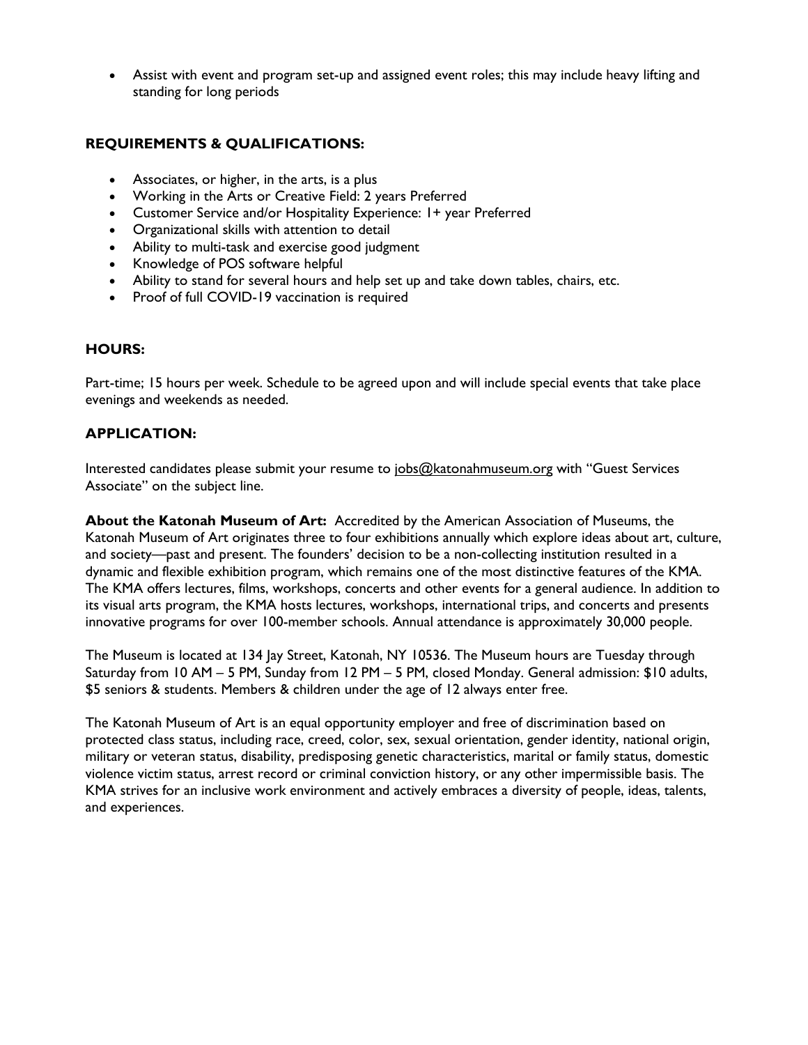- Assist with event and program set-up and assigned event roles; this may include heavy lifting and standing for long periods

## REQUIREMENTS & QUALIFICATIONS:

- Associates, or higher, in the arts, is a plus
- Working in the Arts or Creative Field: 2 years Preferred
- Customer Service and/or Hospitality Experience: 1+ year Preferred
- Organizational skills with attention to detail
- Ability to multi-task and exercise good judgment
- Knowledge of POS software helpful
- Ability to stand for several hours and help set up and take down tables, chairs, etc.
- Proof of full COVID-19 vaccination is required

## HOURS:

Part-time; 15 hours per week. Schedule to be agreed upon and will include special events that take place evenings and weekends as needed.

## APPLICATION:

Interested candidates please submit your resume to jobs@katonahmuseum.org with "Guest Services Associate" on the subject line.

**About the Katonah Museum of Art:** Accredited by the American Association of Museums, the Katonah Museum of Art originates three to four exhibitions annually which explore ideas about art, culture, and society—past and present. The founders' decision to be a non-collecting institution resulted in a dynamic and flexible exhibition program, which remains one of the most distinctive features of the KMA. The KMA offers lectures, films, workshops, concerts and other events for a general audience. In addition to its visual arts program, the KMA hosts lectures, workshops, international trips, and concerts and presents innovative programs for over 100-member schools. Annual attendance is approximately 30,000 people.

The Museum is located at 134 Jay Street, Katonah, NY 10536. The Museum hours are Tuesday through Saturday from 10 AM – 5 PM, Sunday from 12 PM – 5 PM, closed Monday. General admission: $10 adults, $5 seniors & students. Members & children under the age of 12 always enter free.

The Katonah Museum of Art is an equal opportunity employer and free of discrimination based on protected class status, including race, creed, color, sex, sexual orientation, gender identity, national origin, military or veteran status, disability, predisposing genetic characteristics, marital or family status, domestic violence victim status, arrest record or criminal conviction history, or any other impermissible basis. The KMA strives for an inclusive work environment and actively embraces a diversity of people, ideas, talents, and experiences.